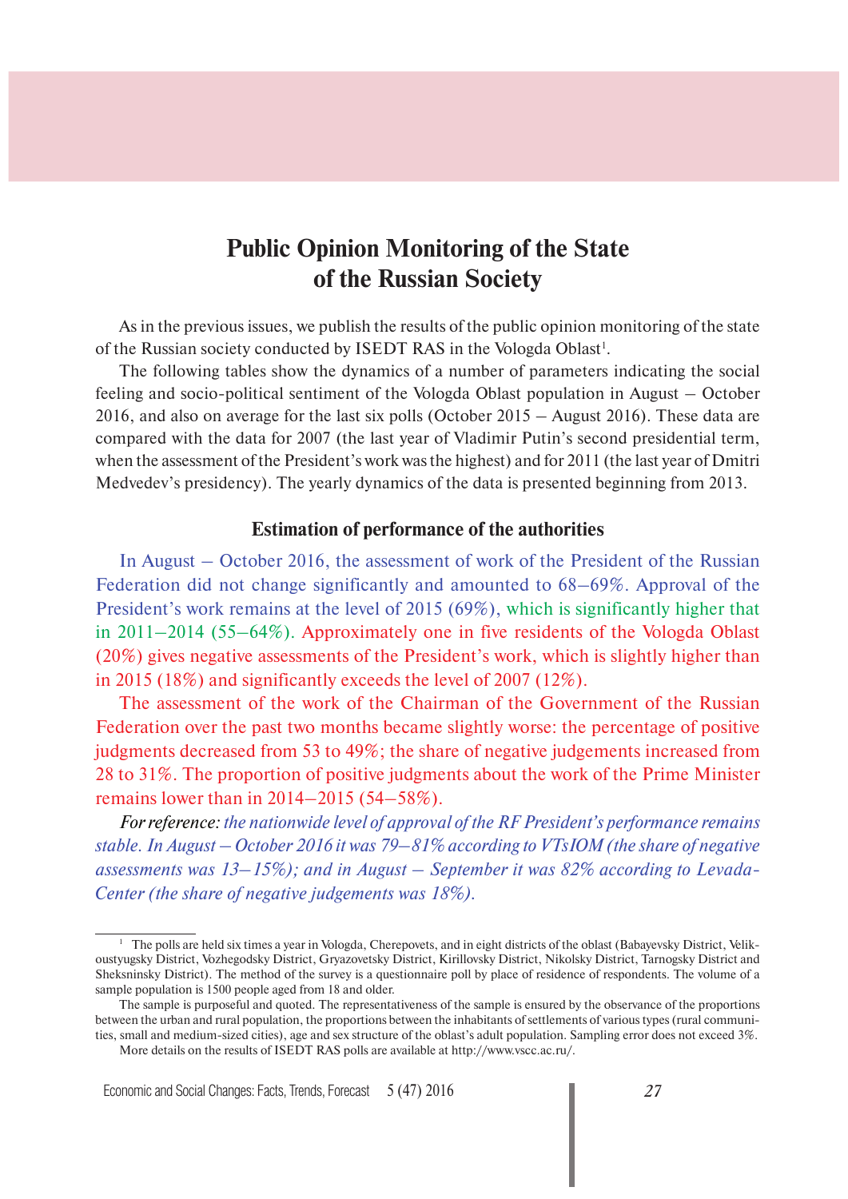# Public Opinion Monitoring of the State of the Russian Society

As in the previous issues, we publish the results of the public opinion monitoring of the state of the Russian society conducted by ISEDT RAS in the Vologda Oblast[1].

The following tables show the dynamics of a number of parameters indicating the social feeling and socio-political sentiment of the Vologda Oblast population in August – October 2016, and also on average for the last six polls (October 2015 – August 2016). These data are compared with the data for 2007 (the last year of Vladimir Putin's second presidential term, when the assessment of the President's work was the highest) and for 2011 (the last year of Dmitri Medvedev's presidency). The yearly dynamics of the data is presented beginning from 2013.

## Estimation of performance of the authorities

In August – October 2016, the assessment of work of the President of the Russian Federation did not change significantly and amounted to 68–69%. Approval of the President's work remains at the level of 2015 (69%), which is significantly higher that in 2011–2014 (55–64%). Approximately one in five residents of the Vologda Oblast (20%) gives negative assessments of the President's work, which is slightly higher than in 2015 (18%) and significantly exceeds the level of 2007 (12%).

The assessment of the work of the Chairman of the Government of the Russian Federation over the past two months became slightly worse: the percentage of positive judgments decreased from 53 to 49%; the share of negative judgements increased from 28 to 31%. The proportion of positive judgments about the work of the Prime Minister remains lower than in 2014–2015 (54–58%).

*For reference: the nationwide level of approval of the RF President's performance remains stable. In August – October 2016 it was 79–81% according to VTsIOM (the share of negative assessments was 13–15%); and in August – September it was 82% according to Levada-Center (the share of negative judgements was 18%).*

---

[1] The polls are held six times a year in Vologda, Cherepovets, and in eight districts of the oblast (Babayevsky District, Velikoustyugsky District, Vozhegodsky District, Gryazovetsky District, Kirillovsky District, Nikolsky District, Tarnogsky District and Sheksninsky District). The method of the survey is a questionnaire poll by place of residence of respondents. The volume of a sample population is 1500 people aged from 18 and older.

The sample is purposeful and quoted. The representativeness of the sample is ensured by the observance of the proportions between the urban and rural population, the proportions between the inhabitants of settlements of various types (rural communities, small and medium-sized cities), age and sex structure of the oblast's adult population. Sampling error does not exceed 3%.

More details on the results of ISEDT RAS polls are available at http://www.vscc.ac.ru/.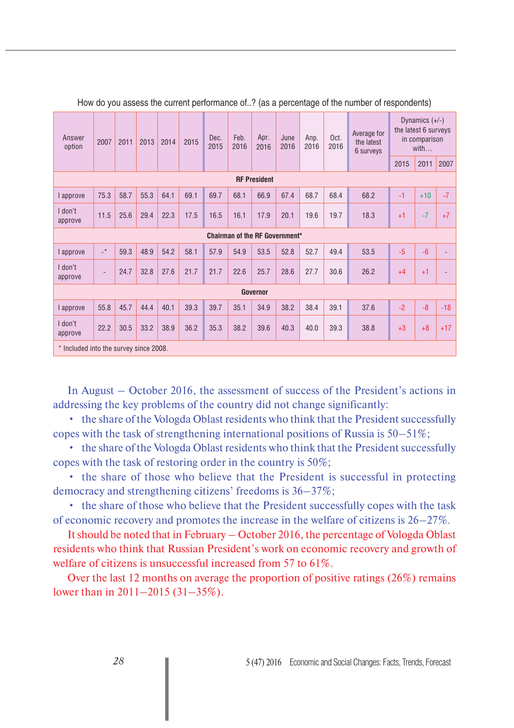How do you assess the current performance of..? (as a percentage of the number of respondents)

| Answer option | 2007 | 2011 | 2013 | 2014 | 2015 | Dec. 2015 | Feb. 2016 | Apr. 2016 | June 2016 | Anp. 2016 | Oct. 2016 | Average for the latest 6 surveys | Dynamics (+/-) the latest 6 surveys in comparison with… | | |
|---|---|---|---|---|---|---|---|---|---|---|---|---|---|---|---|
| | | | | | | | | | | | | | 2015 | 2011 | 2007 |
| **RF President** | | | | | | | | | | | | | | | |
| I approve | 75.3 | 58.7 | 55.3 | 64.1 | 69.1 | 69.7 | 68.1 | 66.9 | 67.4 | 68.7 | 68.4 | 68.2 | -1 | +10 | -7 |
| I don't approve | 11.5 | 25.6 | 29.4 | 22.3 | 17.5 | 16.5 | 16.1 | 17.9 | 20.1 | 19.6 | 19.7 | 18.3 | +1 | -7 | +7 |
| **Chairman of the RF Government*** | | | | | | | | | | | | | | | |
| I approve | -* | 59.3 | 48.9 | 54.2 | 58.1 | 57.9 | 54.9 | 53.5 | 52.8 | 52.7 | 49.4 | 53.5 | -5 | -6 | - |
| I don't approve | - | 24.7 | 32.8 | 27.6 | 21.7 | 21.7 | 22.6 | 25.7 | 28.6 | 27.7 | 30.6 | 26.2 | +4 | +1 | - |
| **Governor** | | | | | | | | | | | | | | | |
| I approve | 55.8 | 45.7 | 44.4 | 40.1 | 39.3 | 39.7 | 35.1 | 34.9 | 38.2 | 38.4 | 39.1 | 37.6 | -2 | -8 | -18 |
| I don't approve | 22.2 | 30.5 | 33.2 | 38.9 | 36.2 | 35.3 | 38.2 | 39.6 | 40.3 | 40.0 | 39.3 | 38.8 | +3 | +8 | +17 |

* Included into the survey since 2008.

In August – October 2016, the assessment of success of the President's actions in addressing the key problems of the country did not change significantly:

- the share of the Vologda Oblast residents who think that the President successfully copes with the task of strengthening international positions of Russia is 50–51%;
- the share of the Vologda Oblast residents who think that the President successfully copes with the task of restoring order in the country is 50%;
- the share of those who believe that the President is successful in protecting democracy and strengthening citizens' freedoms is 36–37%;
- the share of those who believe that the President successfully copes with the task of economic recovery and promotes the increase in the welfare of citizens is 26–27%.

It should be noted that in February – October 2016, the percentage of Vologda Oblast residents who think that Russian President's work on economic recovery and growth of welfare of citizens is unsuccessful increased from 57 to 61%.

Over the last 12 months on average the proportion of positive ratings (26%) remains lower than in 2011–2015 (31–35%).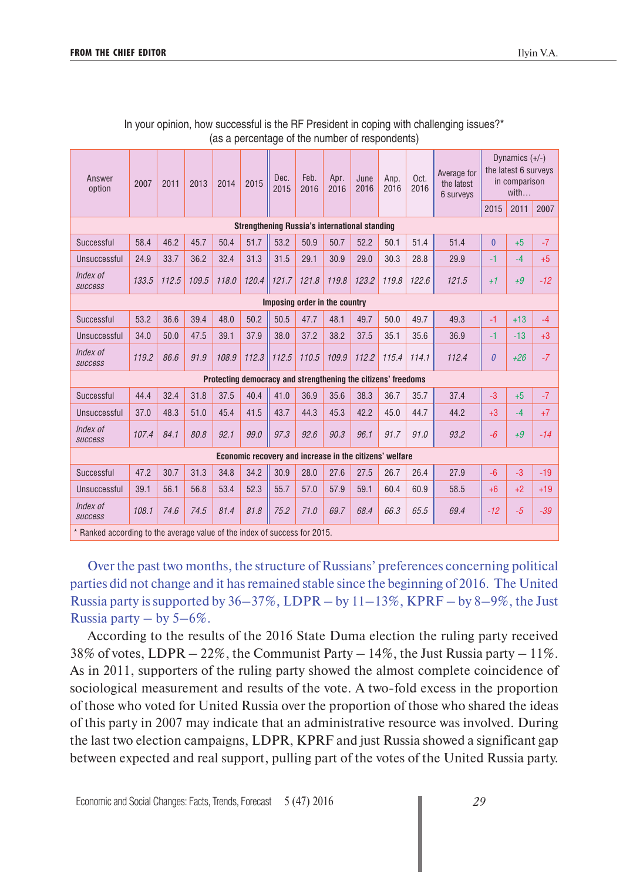In your opinion, how successful is the RF President in coping with challenging issues?*
(as a percentage of the number of respondents)

| Answer option | 2007 | 2011 | 2013 | 2014 | 2015 | Dec. 2015 | Feb. 2016 | Apr. 2016 | June 2016 | Апр. 2016 | Oct. 2016 | Average for the latest 6 surveys | Dynamics (+/-) the latest 6 surveys in comparison with… | | |
|---|---|---|---|---|---|---|---|---|---|---|---|---|---|---|---|
| | | | | | | | | | | | | | 2015 | 2011 | 2007 |
| **Strengthening Russia's international standing** | | | | | | | | | | | | | | | |
| Successful | 58.4 | 46.2 | 45.7 | 50.4 | 51.7 | 53.2 | 50.9 | 50.7 | 52.2 | 50.1 | 51.4 | 51.4 | 0 | +5 | -7 |
| Unsuccessful | 24.9 | 33.7 | 36.2 | 32.4 | 31.3 | 31.5 | 29.1 | 30.9 | 29.0 | 30.3 | 28.8 | 29.9 | -1 | -4 | +5 |
| *Index of success* | *133.5* | *112.5* | *109.5* | *118.0* | *120.4* | *121.7* | *121.8* | *119.8* | *123.2* | *119.8* | *122.6* | *121.5* | *+1* | *+9* | *-12* |
| **Imposing order in the country** | | | | | | | | | | | | | | | |
| Successful | 53.2 | 36.6 | 39.4 | 48.0 | 50.2 | 50.5 | 47.7 | 48.1 | 49.7 | 50.0 | 49.7 | 49.3 | -1 | +13 | -4 |
| Unsuccessful | 34.0 | 50.0 | 47.5 | 39.1 | 37.9 | 38.0 | 37.2 | 38.2 | 37.5 | 35.1 | 35.6 | 36.9 | -1 | -13 | +3 |
| *Index of success* | *119.2* | *86.6* | *91.9* | *108.9* | *112.3* | *112.5* | *110.5* | *109.9* | *112.2* | *115.4* | *114.1* | *112.4* | *0* | *+26* | *-7* |
| **Protecting democracy and strengthening the citizens' freedoms** | | | | | | | | | | | | | | | |
| Successful | 44.4 | 32.4 | 31.8 | 37.5 | 40.4 | 41.0 | 36.9 | 35.6 | 38.3 | 36.7 | 35.7 | 37.4 | -3 | +5 | -7 |
| Unsuccessful | 37.0 | 48.3 | 51.0 | 45.4 | 41.5 | 43.7 | 44.3 | 45.3 | 42.2 | 45.0 | 44.7 | 44.2 | +3 | -4 | +7 |
| *Index of success* | *107.4* | *84.1* | *80.8* | *92.1* | *99.0* | *97.3* | *92.6* | *90.3* | *96.1* | *91.7* | *91.0* | *93.2* | *-6* | *+9* | *-14* |
| **Economic recovery and increase in the citizens' welfare** | | | | | | | | | | | | | | | |
| Successful | 47.2 | 30.7 | 31.3 | 34.8 | 34.2 | 30.9 | 28.0 | 27.6 | 27.5 | 26.7 | 26.4 | 27.9 | -6 | -3 | -19 |
| Unsuccessful | 39.1 | 56.1 | 56.8 | 53.4 | 52.3 | 55.7 | 57.0 | 57.9 | 59.1 | 60.4 | 60.9 | 58.5 | +6 | +2 | +19 |
| *Index of success* | *108.1* | *74.6* | *74.5* | *81.4* | *81.8* | *75.2* | *71.0* | *69.7* | *68.4* | *66.3* | *65.5* | *69.4* | *-12* | *-5* | *-39* |

\* Ranked according to the average value of the index of success for 2015.

Over the past two months, the structure of Russians' preferences concerning political parties did not change and it has remained stable since the beginning of 2016. The United Russia party is supported by 36–37%, LDPR – by 11–13%, KPRF – by 8–9%, the Just Russia party – by 5–6%.

According to the results of the 2016 State Duma election the ruling party received 38% of votes, LDPR – 22%, the Communist Party – 14%, the Just Russia party – 11%. As in 2011, supporters of the ruling party showed the almost complete coincidence of sociological measurement and results of the vote. A two-fold excess in the proportion of those who voted for United Russia over the proportion of those who shared the ideas of this party in 2007 may indicate that an administrative resource was involved. During the last two election campaigns, LDPR, KPRF and just Russia showed a significant gap between expected and real support, pulling part of the votes of the United Russia party.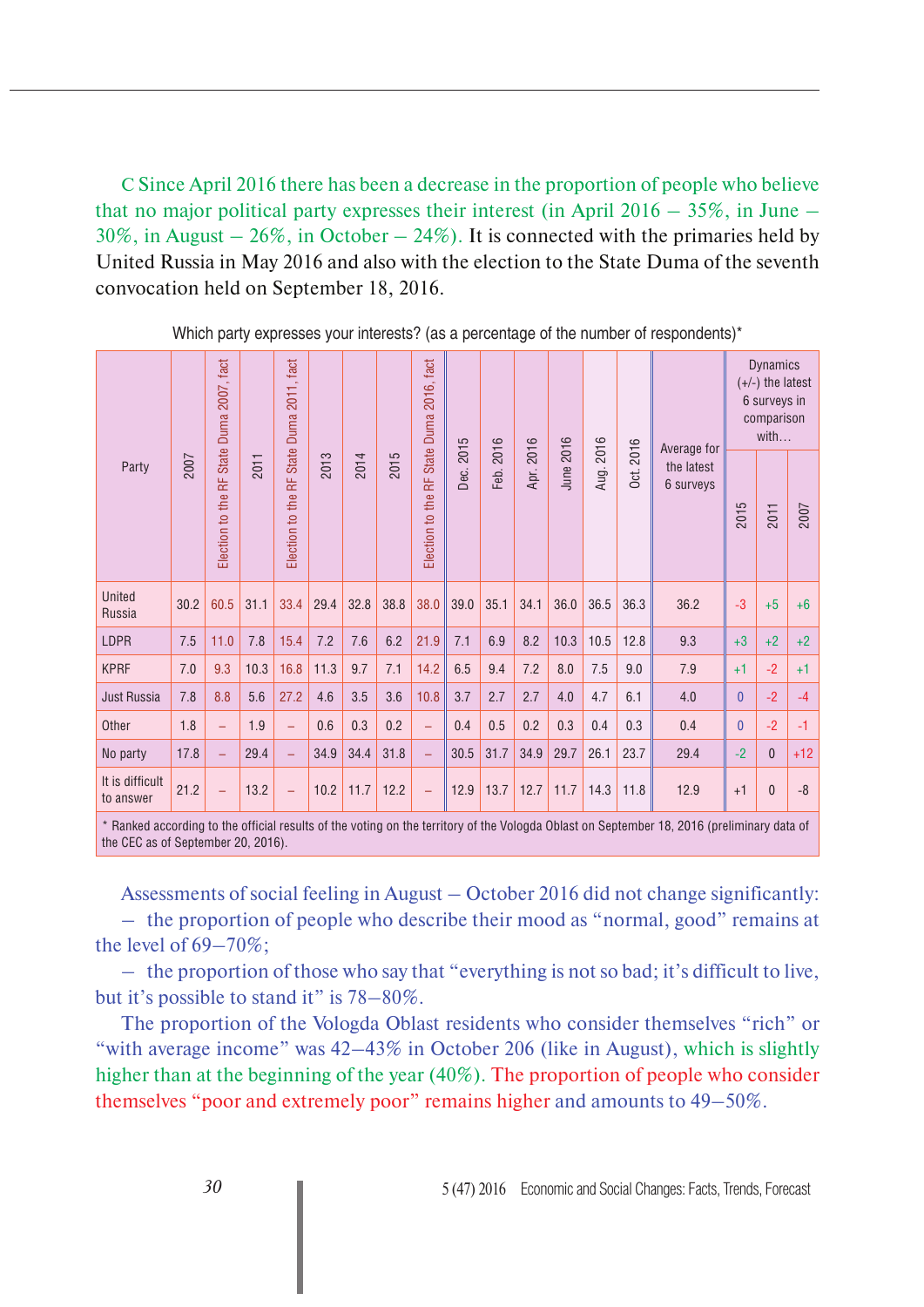C Since April 2016 there has been a decrease in the proportion of people who believe that no major political party expresses their interest (in April 2016 – 35%, in June – 30%, in August – 26%, in October – 24%). It is connected with the primaries held by United Russia in May 2016 and also with the election to the State Duma of the seventh convocation held on September 18, 2016.

Which party expresses your interests? (as a percentage of the number of respondents)*

| Party | 2007 | Election to the RF State Duma 2007, fact | 2011 | Election to the RF State Duma 2011, fact | 2013 | 2014 | 2015 | Election to the RF State Duma 2016, fact | Dec. 2015 | Feb. 2016 | Apr. 2016 | June 2016 | Aug. 2016 | Oct. 2016 | Average for the latest 6 surveys | Dynamics (+/-) the latest 6 surveys in comparison with… | | |
|---|---|---|---|---|---|---|---|---|---|---|---|---|---|---|---|---|---|---|
| | | | | | | | | | | | | | | | | 2015 | 2011 | 2007 |
| United Russia | 30.2 | 60.5 | 31.1 | 33.4 | 29.4 | 32.8 | 38.8 | 38.0 | 39.0 | 35.1 | 34.1 | 36.0 | 36.5 | 36.3 | 36.2 | -3 | +5 | +6 |
| LDPR | 7.5 | 11.0 | 7.8 | 15.4 | 7.2 | 7.6 | 6.2 | 21.9 | 7.1 | 6.9 | 8.2 | 10.3 | 10.5 | 12.8 | 9.3 | +3 | +2 | +2 |
| KPRF | 7.0 | 9.3 | 10.3 | 16.8 | 11.3 | 9.7 | 7.1 | 14.2 | 6.5 | 9.4 | 7.2 | 8.0 | 7.5 | 9.0 | 7.9 | +1 | -2 | +1 |
| Just Russia | 7.8 | 8.8 | 5.6 | 27.2 | 4.6 | 3.5 | 3.6 | 10.8 | 3.7 | 2.7 | 2.7 | 4.0 | 4.7 | 6.1 | 4.0 | 0 | -2 | -4 |
| Other | 1.8 | – | 1.9 | – | 0.6 | 0.3 | 0.2 | – | 0.4 | 0.5 | 0.2 | 0.3 | 0.4 | 0.3 | 0.4 | 0 | -2 | -1 |
| No party | 17.8 | – | 29.4 | – | 34.9 | 34.4 | 31.8 | – | 30.5 | 31.7 | 34.9 | 29.7 | 26.1 | 23.7 | 29.4 | -2 | 0 | +12 |
| It is difficult to answer | 21.2 | – | 13.2 | – | 10.2 | 11.7 | 12.2 | – | 12.9 | 13.7 | 12.7 | 11.7 | 14.3 | 11.8 | 12.9 | +1 | 0 | -8 |

* Ranked according to the official results of the voting on the territory of the Vologda Oblast on September 18, 2016 (preliminary data of the CEC as of September 20, 2016).

Assessments of social feeling in August – October 2016 did not change significantly:

– the proportion of people who describe their mood as "normal, good" remains at the level of 69–70%;

– the proportion of those who say that "everything is not so bad; it's difficult to live, but it's possible to stand it" is 78–80%.

The proportion of the Vologda Oblast residents who consider themselves "rich" or "with average income" was 42–43% in October 206 (like in August), which is slightly higher than at the beginning of the year (40%). The proportion of people who consider themselves "poor and extremely poor" remains higher and amounts to 49–50%.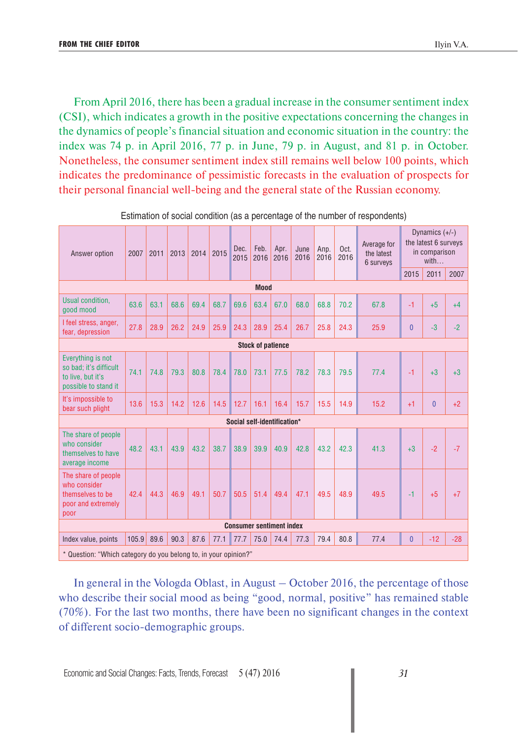From April 2016, there has been a gradual increase in the consumer sentiment index (CSI), which indicates a growth in the positive expectations concerning the changes in the dynamics of people's financial situation and economic situation in the country: the index was 74 p. in April 2016, 77 p. in June, 79 p. in August, and 81 p. in October. Nonetheless, the consumer sentiment index still remains well below 100 points, which indicates the predominance of pessimistic forecasts in the evaluation of prospects for their personal financial well-being and the general state of the Russian economy.

Estimation of social condition (as a percentage of the number of respondents)

| Answer option | 2007 | 2011 | 2013 | 2014 | 2015 | Dec. 2015 | Feb. 2016 | Apr. 2016 | June 2016 | Aug. 2016 | Oct. 2016 | Average for the latest 6 surveys | Dynamics (+/-) the latest 6 surveys in comparison with… | | |
|---|---|---|---|---|---|---|---|---|---|---|---|---|---|---|---|
| | | | | | | | | | | | | | 2015 | 2011 | 2007 |
| **Mood** | | | | | | | | | | | | | | | |
| Usual condition, good mood | 63.6 | 63.1 | 68.6 | 69.4 | 68.7 | 69.6 | 63.4 | 67.0 | 68.0 | 68.8 | 70.2 | 67.8 | -1 | +5 | +4 |
| I feel stress, anger, fear, depression | 27.8 | 28.9 | 26.2 | 24.9 | 25.9 | 24.3 | 28.9 | 25.4 | 26.7 | 25.8 | 24.3 | 25.9 | 0 | -3 | -2 |
| **Stock of patience** | | | | | | | | | | | | | | | |
| Everything is not so bad; it's difficult to live, but it's possible to stand it | 74.1 | 74.8 | 79.3 | 80.8 | 78.4 | 78.0 | 73.1 | 77.5 | 78.2 | 78.3 | 79.5 | 77.4 | -1 | +3 | +3 |
| It's impossible to bear such plight | 13.6 | 15.3 | 14.2 | 12.6 | 14.5 | 12.7 | 16.1 | 16.4 | 15.7 | 15.5 | 14.9 | 15.2 | +1 | 0 | +2 |
| **Social self-identification*** | | | | | | | | | | | | | | | |
| The share of people who consider themselves to have average income | 48.2 | 43.1 | 43.9 | 43.2 | 38.7 | 38.9 | 39.9 | 40.9 | 42.8 | 43.2 | 42.3 | 41.3 | +3 | -2 | -7 |
| The share of people who consider themselves to be poor and extremely poor | 42.4 | 44.3 | 46.9 | 49.1 | 50.7 | 50.5 | 51.4 | 49.4 | 47.1 | 49.5 | 48.9 | 49.5 | -1 | +5 | +7 |
| **Consumer sentiment index** | | | | | | | | | | | | | | | |
| Index value, points | 105.9 | 89.6 | 90.3 | 87.6 | 77.1 | 77.7 | 75.0 | 74.4 | 77.3 | 79.4 | 80.8 | 77.4 | 0 | -12 | -28 |

\* Question: "Which category do you belong to, in your opinion?"

In general in the Vologda Oblast, in August – October 2016, the percentage of those who describe their social mood as being "good, normal, positive" has remained stable (70%). For the last two months, there have been no significant changes in the context of different socio-demographic groups.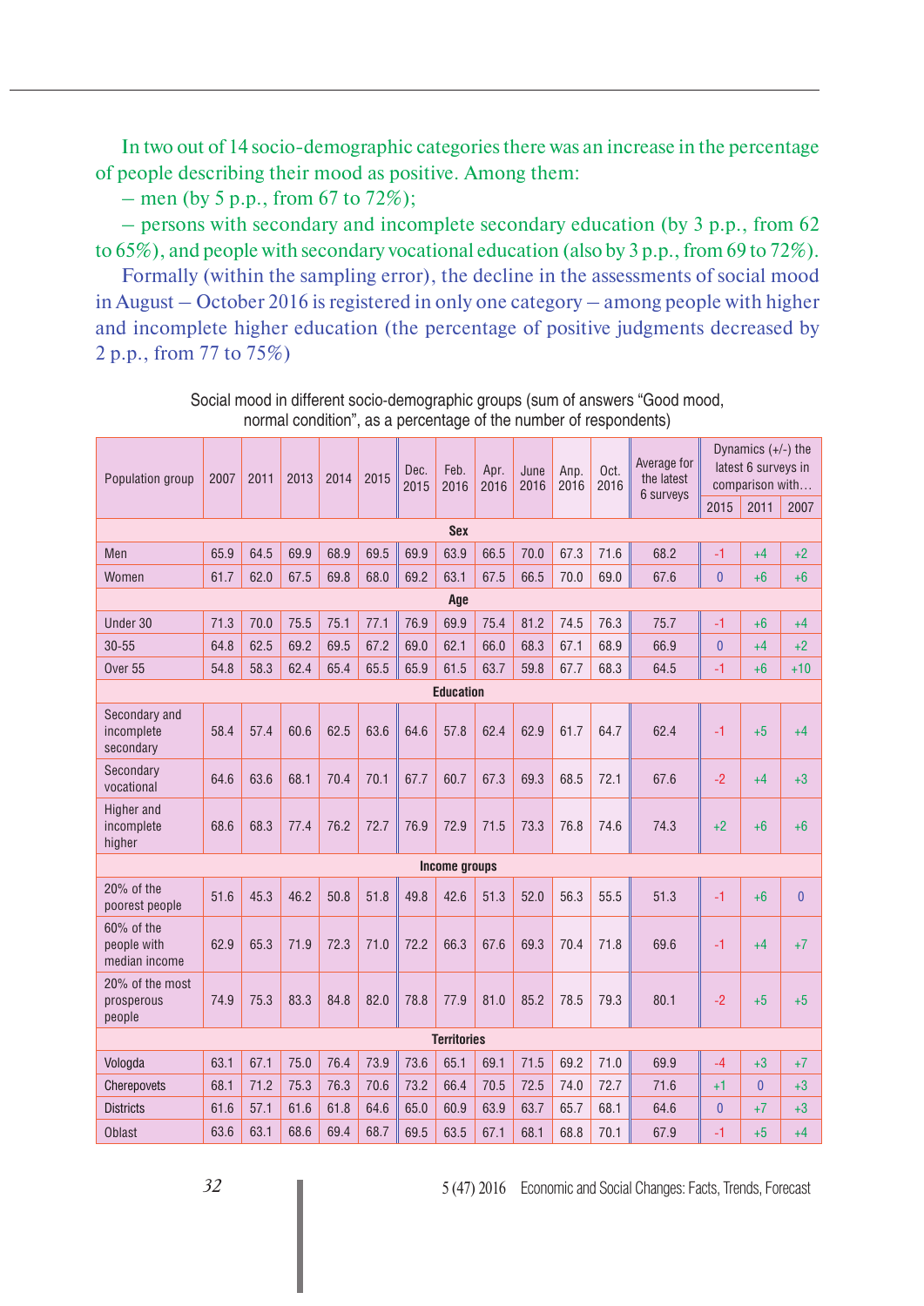In two out of 14 socio-demographic categories there was an increase in the percentage of people describing their mood as positive. Among them:

– men (by 5 p.p., from 67 to 72%);

– persons with secondary and incomplete secondary education (by 3 p.p., from 62 to 65%), and people with secondary vocational education (also by 3 p.p., from 69 to 72%).

Formally (within the sampling error), the decline in the assessments of social mood in August – October 2016 is registered in only one category – among people with higher and incomplete higher education (the percentage of positive judgments decreased by 2 p.p., from 77 to 75%)

Social mood in different socio-demographic groups (sum of answers "Good mood, normal condition", as a percentage of the number of respondents)

| Population group | 2007 | 2011 | 2013 | 2014 | 2015 | Dec. 2015 | Feb. 2016 | Apr. 2016 | June 2016 | Aug. 2016 | Oct. 2016 | Average for the latest 6 surveys | Dynamics (+/-) the latest 6 surveys in comparison with… | | |
|---|---|---|---|---|---|---|---|---|---|---|---|---|---|---|---|
| | | | | | | | | | | | | | 2015 | 2011 | 2007 |
| **Sex** | | | | | | | | | | | | | | | |
| Men | 65.9 | 64.5 | 69.9 | 68.9 | 69.5 | 69.9 | 63.9 | 66.5 | 70.0 | 67.3 | 71.6 | 68.2 | -1 | +4 | +2 |
| Women | 61.7 | 62.0 | 67.5 | 69.8 | 68.0 | 69.2 | 63.1 | 67.5 | 66.5 | 70.0 | 69.0 | 67.6 | 0 | +6 | +6 |
| **Age** | | | | | | | | | | | | | | | |
| Under 30 | 71.3 | 70.0 | 75.5 | 75.1 | 77.1 | 76.9 | 69.9 | 75.4 | 81.2 | 74.5 | 76.3 | 75.7 | -1 | +6 | +4 |
| 30-55 | 64.8 | 62.5 | 69.2 | 69.5 | 67.2 | 69.0 | 62.1 | 66.0 | 68.3 | 67.1 | 68.9 | 66.9 | 0 | +4 | +2 |
| Over 55 | 54.8 | 58.3 | 62.4 | 65.4 | 65.5 | 65.9 | 61.5 | 63.7 | 59.8 | 67.7 | 68.3 | 64.5 | -1 | +6 | +10 |
| **Education** | | | | | | | | | | | | | | | |
| Secondary and incomplete secondary | 58.4 | 57.4 | 60.6 | 62.5 | 63.6 | 64.6 | 57.8 | 62.4 | 62.9 | 61.7 | 64.7 | 62.4 | -1 | +5 | +4 |
| Secondary vocational | 64.6 | 63.6 | 68.1 | 70.4 | 70.1 | 67.7 | 60.7 | 67.3 | 69.3 | 68.5 | 72.1 | 67.6 | -2 | +4 | +3 |
| Higher and incomplete higher | 68.6 | 68.3 | 77.4 | 76.2 | 72.7 | 76.9 | 72.9 | 71.5 | 73.3 | 76.8 | 74.6 | 74.3 | +2 | +6 | +6 |
| **Income groups** | | | | | | | | | | | | | | | |
| 20% of the poorest people | 51.6 | 45.3 | 46.2 | 50.8 | 51.8 | 49.8 | 42.6 | 51.3 | 52.0 | 56.3 | 55.5 | 51.3 | -1 | +6 | 0 |
| 60% of the people with median income | 62.9 | 65.3 | 71.9 | 72.3 | 71.0 | 72.2 | 66.3 | 67.6 | 69.3 | 70.4 | 71.8 | 69.6 | -1 | +4 | +7 |
| 20% of the most prosperous people | 74.9 | 75.3 | 83.3 | 84.8 | 82.0 | 78.8 | 77.9 | 81.0 | 85.2 | 78.5 | 79.3 | 80.1 | -2 | +5 | +5 |
| **Territories** | | | | | | | | | | | | | | | |
| Vologda | 63.1 | 67.1 | 75.0 | 76.4 | 73.9 | 73.6 | 65.1 | 69.1 | 71.5 | 69.2 | 71.0 | 69.9 | -4 | +3 | +7 |
| Cherepovets | 68.1 | 71.2 | 75.3 | 76.3 | 70.6 | 73.2 | 66.4 | 70.5 | 72.5 | 74.0 | 72.7 | 71.6 | +1 | 0 | +3 |
| Districts | 61.6 | 57.1 | 61.6 | 61.8 | 64.6 | 65.0 | 60.9 | 63.9 | 63.7 | 65.7 | 68.1 | 64.6 | 0 | +7 | +3 |
| Oblast | 63.6 | 63.1 | 68.6 | 69.4 | 68.7 | 69.5 | 63.5 | 67.1 | 68.1 | 68.8 | 70.1 | 67.9 | -1 | +5 | +4 |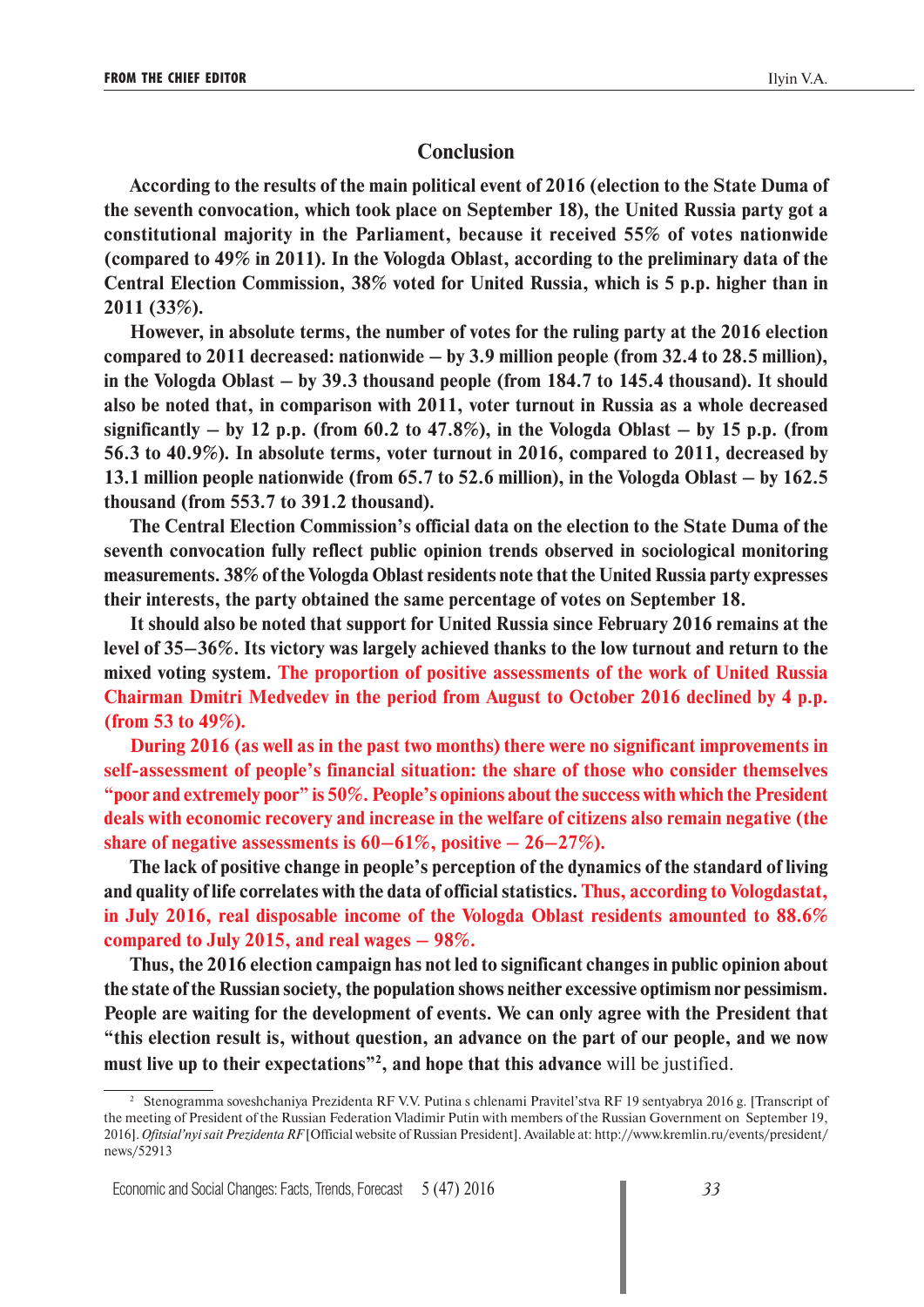## Conclusion

**According to the results of the main political event of 2016 (election to the State Duma of the seventh convocation, which took place on September 18), the United Russia party got a constitutional majority in the Parliament, because it received 55% of votes nationwide (compared to 49% in 2011). In the Vologda Oblast, according to the preliminary data of the Central Election Commission, 38% voted for United Russia, which is 5 p.p. higher than in 2011 (33%).**

**However, in absolute terms, the number of votes for the ruling party at the 2016 election compared to 2011 decreased: nationwide – by 3.9 million people (from 32.4 to 28.5 million), in the Vologda Oblast – by 39.3 thousand people (from 184.7 to 145.4 thousand). It should also be noted that, in comparison with 2011, voter turnout in Russia as a whole decreased significantly – by 12 p.p. (from 60.2 to 47.8%), in the Vologda Oblast – by 15 p.p. (from 56.3 to 40.9%). In absolute terms, voter turnout in 2016, compared to 2011, decreased by 13.1 million people nationwide (from 65.7 to 52.6 million), in the Vologda Oblast – by 162.5 thousand (from 553.7 to 391.2 thousand).**

**The Central Election Commission's official data on the election to the State Duma of the seventh convocation fully reflect public opinion trends observed in sociological monitoring measurements. 38% of the Vologda Oblast residents note that the United Russia party expresses their interests, the party obtained the same percentage of votes on September 18.**

**It should also be noted that support for United Russia since February 2016 remains at the level of 35–36%. Its victory was largely achieved thanks to the low turnout and return to the mixed voting system. The proportion of positive assessments of the work of United Russia Chairman Dmitri Medvedev in the period from August to October 2016 declined by 4 p.p. (from 53 to 49%).**

**During 2016 (as well as in the past two months) there were no significant improvements in self-assessment of people's financial situation: the share of those who consider themselves "poor and extremely poor" is 50%. People's opinions about the success with which the President deals with economic recovery and increase in the welfare of citizens also remain negative (the share of negative assessments is 60–61%, positive – 26–27%).**

**The lack of positive change in people's perception of the dynamics of the standard of living and quality of life correlates with the data of official statistics. Thus, according to Vologdastat, in July 2016, real disposable income of the Vologda Oblast residents amounted to 88.6% compared to July 2015, and real wages – 98%.**

**Thus, the 2016 election campaign has not led to significant changes in public opinion about the state of the Russian society, the population shows neither excessive optimism nor pessimism. People are waiting for the development of events. We can only agree with the President that "this election result is, without question, an advance on the part of our people, and we now must live up to their expectations"[2], and hope that this advance** will be justified.

[2] Stenogramma soveshchaniya Prezidenta RF V.V. Putina s chlenami Pravitel'stva RF 19 sentyabrya 2016 g. [Transcript of the meeting of President of the Russian Federation Vladimir Putin with members of the Russian Government on September 19, 2016]. *Ofitsial'nyi sait Prezidenta RF* [Official website of Russian President]. Available at: http://www.kremlin.ru/events/president/news/52913